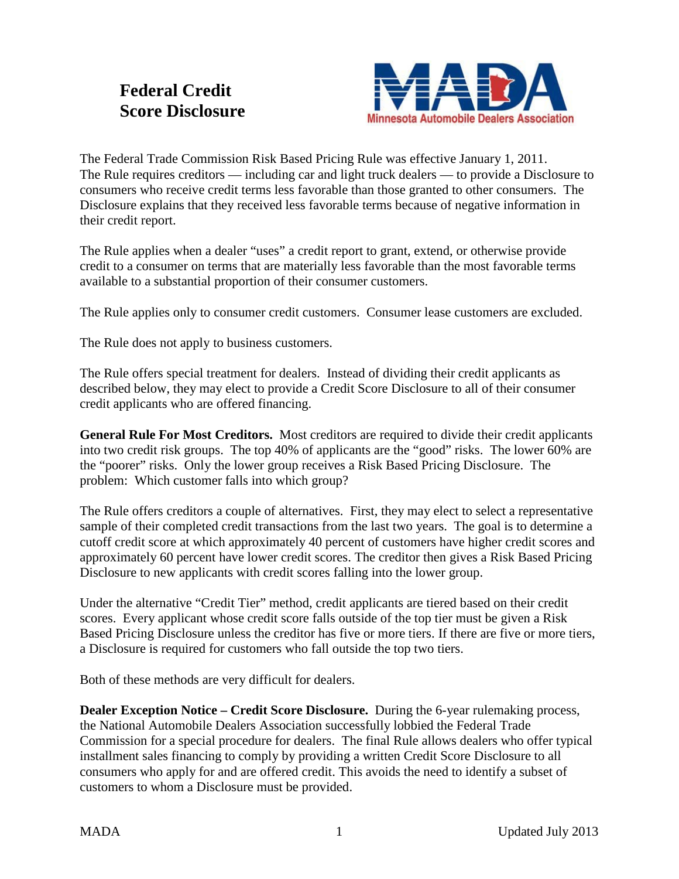# Federal Credit Score Disclosure

The Federal Trade Commission Risk Based Pricing Rule was effective January 1, 2011. The Rule requires creditors — including car and light truck dealers — to provide a Disclosure to consumers who receive credit terms less favorable than those granted to other consumers. The Disclosure explains that they received less favorable terms because of negative information in their credit report.

The Rule applies when a dealer "uses" a credit report to grant, extend, or otherwise provide credit to a consumer on terms that are materially less favorable than the most favorable terms available to a substantial proportion of their consumer customers.

The Rule applies only to consumer credit customers. Consumer lease customers are excluded.

The Rule does not apply to business customers.

The Rule offers special treatment for dealers. Instead of dividing their credit applicants as described below, they may elect to provide a Credit Score Disclosure to all of their consumer credit applicants who are offered financing.

**General Rule For Most Creditors.** Most creditors are required to divide their credit applicants into two credit risk groups. The top 40% of applicants are the "good" risks. The lower 60% are the "poorer" risks. Only the lower group receives a Risk Based Pricing Disclosure. The problem: Which customer falls into which group?

The Rule offers creditors a couple of alternatives. First, they may elect to select a representative sample of their completed credit transactions from the last two years. The goal is to determine a cutoff credit score at which approximately 40 percent of customers have higher credit scores and approximately 60 percent have lower credit scores. The creditor then gives a Risk Based Pricing Disclosure to new applicants with credit scores falling into the lower group.

Under the alternative "Credit Tier" method, credit applicants are tiered based on their credit scores. Every applicant whose credit score falls outside of the top tier must be given a Risk Based Pricing Disclosure unless the creditor has five or more tiers. If there are five or more tiers, a Disclosure is required for customers who fall outside the top two tiers.

Both of these methods are very difficult for dealers.

**Dealer Exception Notice – Credit Score Disclosure.** During the 6-year rulemaking process, the National Automobile Dealers Association successfully lobbied the Federal Trade Commission for a special procedure for dealers. The final Rule allows dealers who offer typical installment sales financing to comply by providing a written Credit Score Disclosure to all consumers who apply for and are offered credit. This avoids the need to identify a subset of customers to whom a Disclosure must be provided.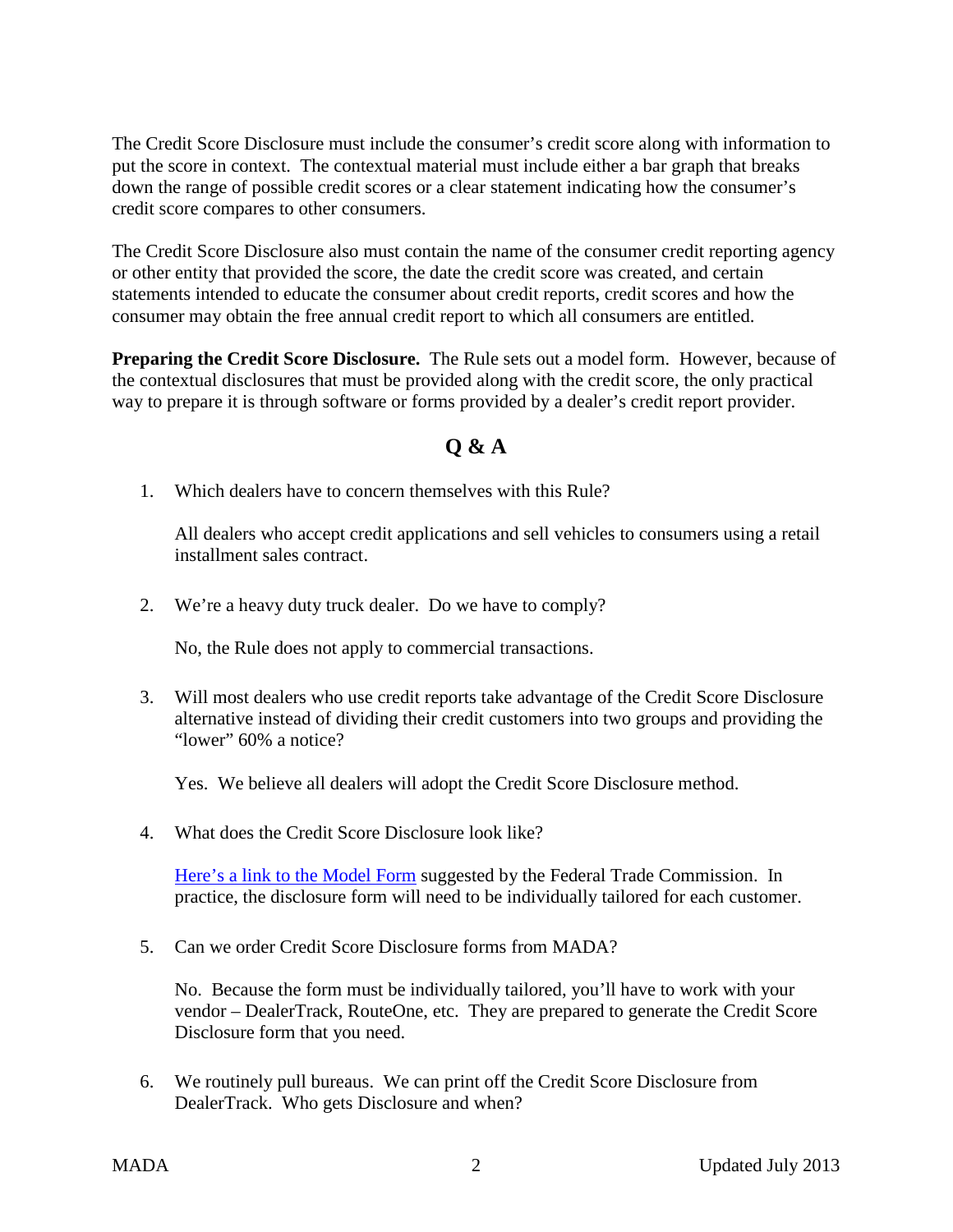The Credit Score Disclosure must include the consumer's credit score along with information to put the score in context. The contextual material must include either a bar graph that breaks down the range of possible credit scores or a clear statement indicating how the consumer's credit score compares to other consumers.

The Credit Score Disclosure also must contain the name of the consumer credit reporting agency or other entity that provided the score, the date the credit score was created, and certain statements intended to educate the consumer about credit reports, credit scores and how the consumer may obtain the free annual credit report to which all consumers are entitled.

**Preparing the Credit Score Disclosure.** The Rule sets out a model form. However, because of the contextual disclosures that must be provided along with the credit score, the only practical way to prepare it is through software or forms provided by a dealer's credit report provider.

## Q & A

1. Which dealers have to concern themselves with this Rule?

   All dealers who accept credit applications and sell vehicles to consumers using a retail installment sales contract.

2. We're a heavy duty truck dealer. Do we have to comply?

   No, the Rule does not apply to commercial transactions.

3. Will most dealers who use credit reports take advantage of the Credit Score Disclosure alternative instead of dividing their credit customers into two groups and providing the "lower" 60% a notice?

   Yes. We believe all dealers will adopt the Credit Score Disclosure method.

4. What does the Credit Score Disclosure look like?

   Here's a link to the Model Form suggested by the Federal Trade Commission. In practice, the disclosure form will need to be individually tailored for each customer.

5. Can we order Credit Score Disclosure forms from MADA?

   No. Because the form must be individually tailored, you'll have to work with your vendor – DealerTrack, RouteOne, etc. They are prepared to generate the Credit Score Disclosure form that you need.

6. We routinely pull bureaus. We can print off the Credit Score Disclosure from DealerTrack. Who gets Disclosure and when?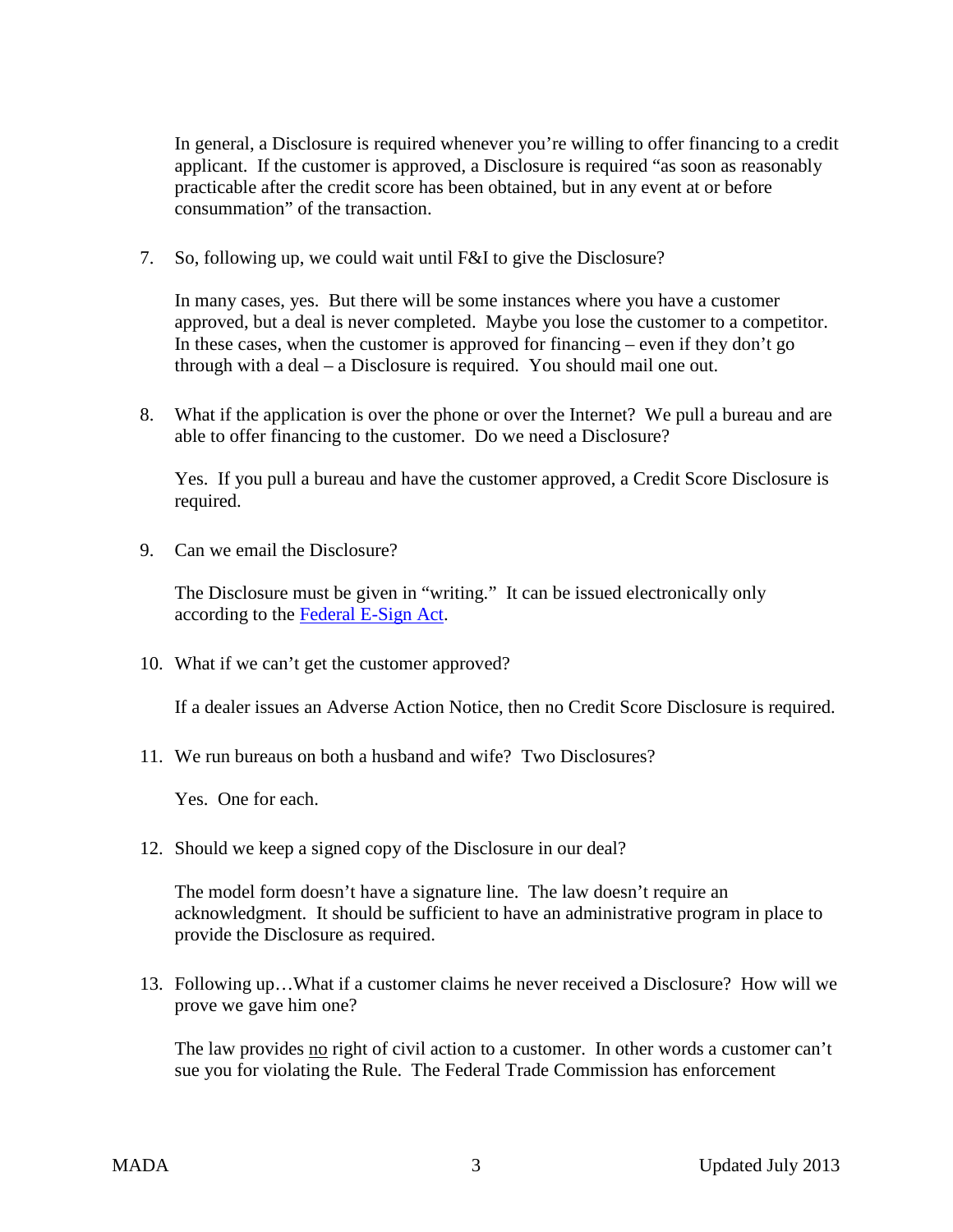In general, a Disclosure is required whenever you're willing to offer financing to a credit applicant. If the customer is approved, a Disclosure is required "as soon as reasonably practicable after the credit score has been obtained, but in any event at or before consummation" of the transaction.

7. So, following up, we could wait until F&I to give the Disclosure?

   In many cases, yes. But there will be some instances where you have a customer approved, but a deal is never completed. Maybe you lose the customer to a competitor. In these cases, when the customer is approved for financing – even if they don't go through with a deal – a Disclosure is required. You should mail one out.

8. What if the application is over the phone or over the Internet? We pull a bureau and are able to offer financing to the customer. Do we need a Disclosure?

   Yes. If you pull a bureau and have the customer approved, a Credit Score Disclosure is required.

9. Can we email the Disclosure?

   The Disclosure must be given in "writing." It can be issued electronically only according to the Federal E-Sign Act.

10. What if we can't get the customer approved?

    If a dealer issues an Adverse Action Notice, then no Credit Score Disclosure is required.

11. We run bureaus on both a husband and wife? Two Disclosures?

    Yes. One for each.

12. Should we keep a signed copy of the Disclosure in our deal?

    The model form doesn't have a signature line. The law doesn't require an acknowledgment. It should be sufficient to have an administrative program in place to provide the Disclosure as required.

13. Following up…What if a customer claims he never received a Disclosure? How will we prove we gave him one?

    The law provides <u>no</u> right of civil action to a customer. In other words a customer can't sue you for violating the Rule. The Federal Trade Commission has enforcement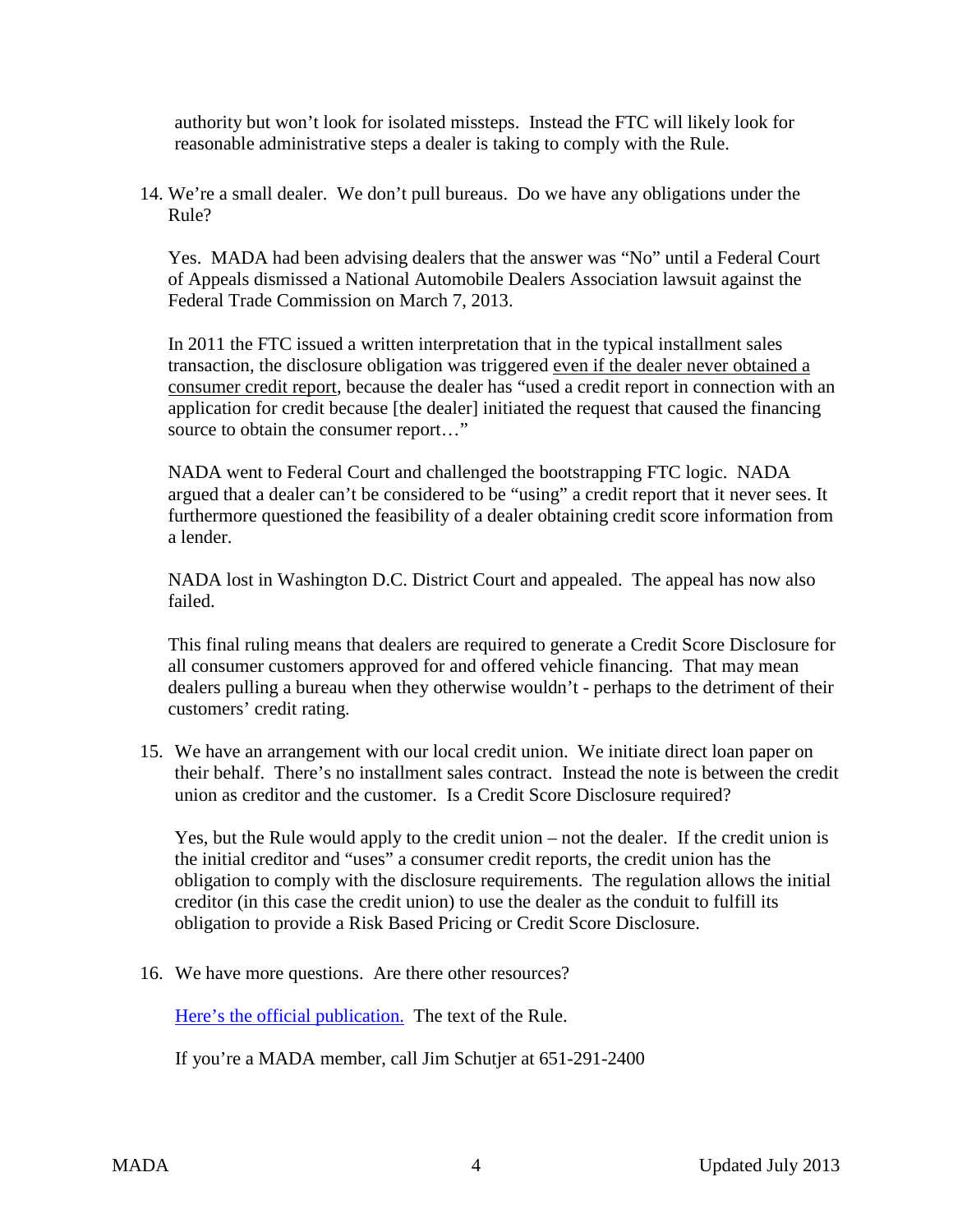authority but won't look for isolated missteps. Instead the FTC will likely look for reasonable administrative steps a dealer is taking to comply with the Rule.

14. We're a small dealer. We don't pull bureaus. Do we have any obligations under the Rule?

    Yes. MADA had been advising dealers that the answer was "No" until a Federal Court of Appeals dismissed a National Automobile Dealers Association lawsuit against the Federal Trade Commission on March 7, 2013.

    In 2011 the FTC issued a written interpretation that in the typical installment sales transaction, the disclosure obligation was triggered <u>even if the dealer never obtained a consumer credit report</u>, because the dealer has "used a credit report in connection with an application for credit because [the dealer] initiated the request that caused the financing source to obtain the consumer report…"

    NADA went to Federal Court and challenged the bootstrapping FTC logic. NADA argued that a dealer can't be considered to be "using" a credit report that it never sees. It furthermore questioned the feasibility of a dealer obtaining credit score information from a lender.

    NADA lost in Washington D.C. District Court and appealed. The appeal has now also failed.

    This final ruling means that dealers are required to generate a Credit Score Disclosure for all consumer customers approved for and offered vehicle financing. That may mean dealers pulling a bureau when they otherwise wouldn't - perhaps to the detriment of their customers' credit rating.

15. We have an arrangement with our local credit union. We initiate direct loan paper on their behalf. There's no installment sales contract. Instead the note is between the credit union as creditor and the customer. Is a Credit Score Disclosure required?

    Yes, but the Rule would apply to the credit union – not the dealer. If the credit union is the initial creditor and "uses" a consumer credit reports, the credit union has the obligation to comply with the disclosure requirements. The regulation allows the initial creditor (in this case the credit union) to use the dealer as the conduit to fulfill its obligation to provide a Risk Based Pricing or Credit Score Disclosure.

16. We have more questions. Are there other resources?

    Here's the official publication. The text of the Rule.

    If you're a MADA member, call Jim Schutjer at 651-291-2400